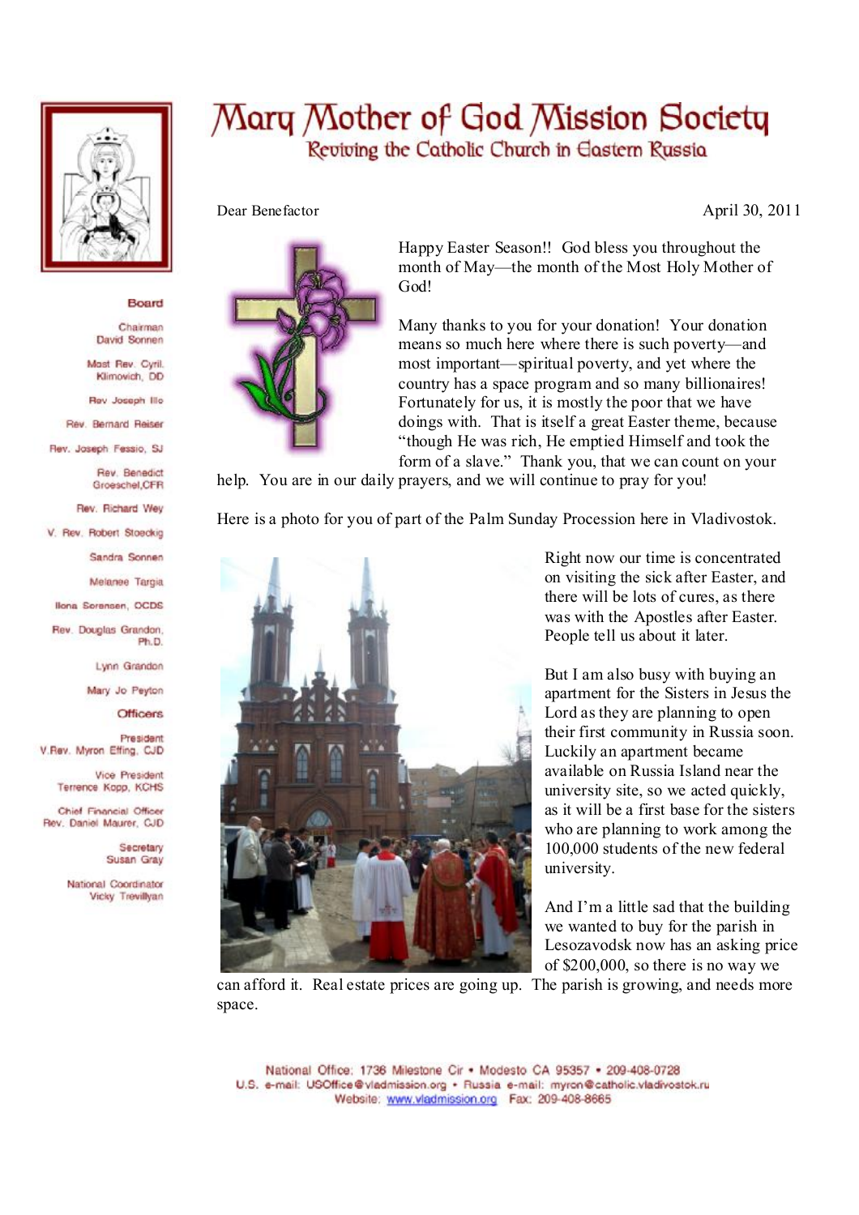# Mary Mother of God Mission Society

## Reviving the Catholic Church in Eastern Russia

**Board**

Chairman
David Sonnen

Most Rev. Cyril Klimovich, DD

Rev Joseph Illo

Rev. Bernard Reiser

Rev. Joseph Fessio, SJ

Rev. Benedict Groeschel,CFR

Rev. Richard Wey

V. Rev. Robert Stoeckig

Sandra Sonnen

Melanee Targia

Ilona Sorensen, OCDS

Rev. Douglas Grandon, Ph.D.

Lynn Grandon

Mary Jo Peyton

**Officers**

President
V.Rev. Myron Effing, CJD

Vice President
Terrence Kopp, KCHS

Chief Financial Officer
Rev. Daniel Maurer, CJD

Secretary
Susan Gray

National Coordinator
Vicky Trevillyan

Dear Benefactor

April 30, 2011

Happy Easter Season!! God bless you throughout the month of May—the month of the Most Holy Mother of God!

Many thanks to you for your donation! Your donation means so much here where there is such poverty—and most important—spiritual poverty, and yet where the country has a space program and so many billionaires! Fortunately for us, it is mostly the poor that we have doings with. That is itself a great Easter theme, because "though He was rich, He emptied Himself and took the form of a slave." Thank you, that we can count on your help. You are in our daily prayers, and we will continue to pray for you!

Here is a photo for you of part of the Palm Sunday Procession here in Vladivostok.

Right now our time is concentrated on visiting the sick after Easter, and there will be lots of cures, as there was with the Apostles after Easter. People tell us about it later.

But I am also busy with buying an apartment for the Sisters in Jesus the Lord as they are planning to open their first community in Russia soon. Luckily an apartment became available on Russia Island near the university site, so we acted quickly, as it will be a first base for the sisters who are planning to work among the 100,000 students of the new federal university.

And I'm a little sad that the building we wanted to buy for the parish in Lesozavodsk now has an asking price of $200,000, so there is no way we can afford it. Real estate prices are going up. The parish is growing, and needs more space.

National Office: 1736 Milestone Cir • Modesto CA 95357 • 209-408-0728
U.S. e-mail: USOffice@vladmission.org • Russia e-mail: myron@catholic.vladivostok.ru
Website: www.vladmission.org Fax: 209-408-8665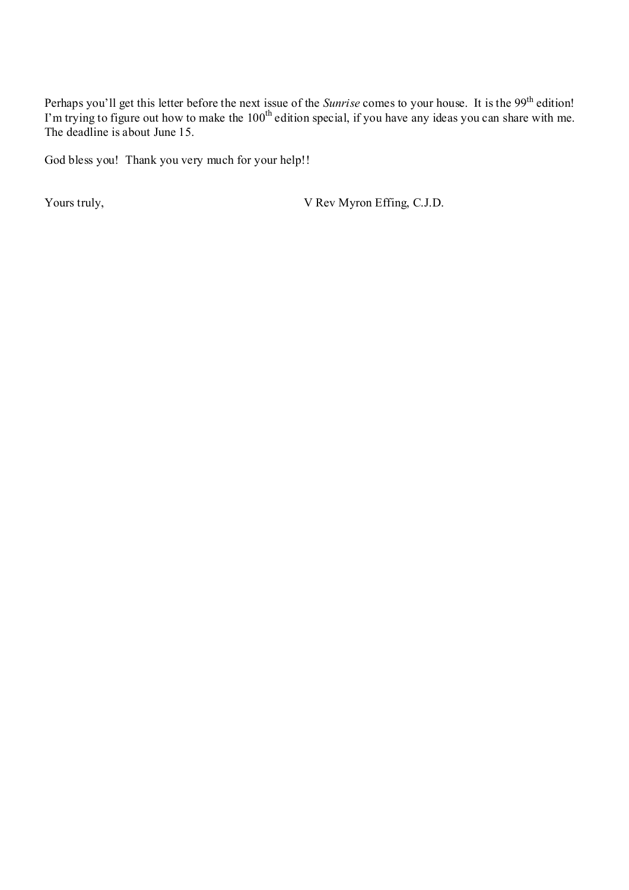Perhaps you'll get this letter before the next issue of the *Sunrise* comes to your house. It is the 99th edition! I'm trying to figure out how to make the 100th edition special, if you have any ideas you can share with me. The deadline is about June 15.

God bless you! Thank you very much for your help!!

Yours truly,

V Rev Myron Effing, C.J.D.